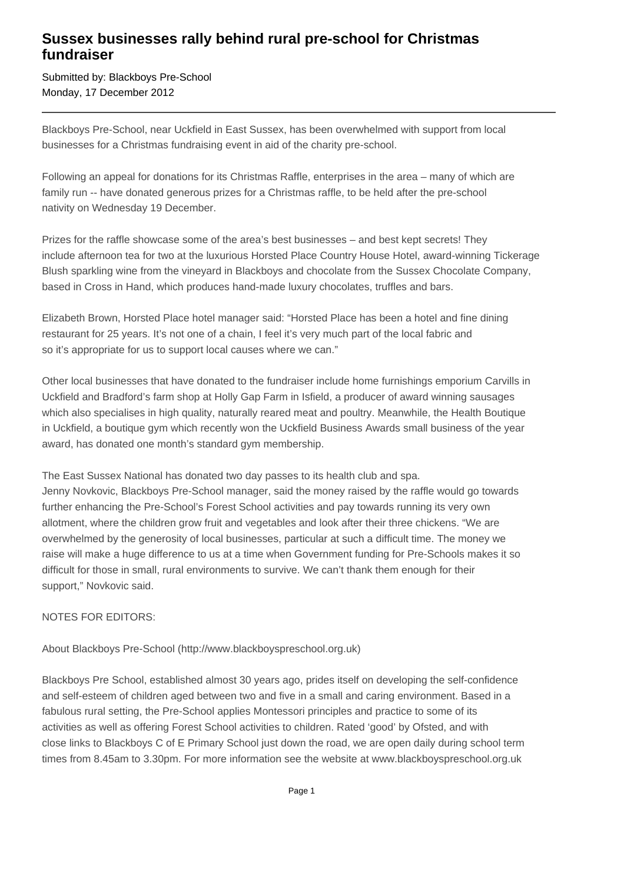# Sussex businesses rally behind rural pre-school for Christmas fundraiser

Submitted by: Blackboys Pre-School
Monday, 17 December 2012

---

Blackboys Pre-School, near Uckfield in East Sussex, has been overwhelmed with support from local businesses for a Christmas fundraising event in aid of the charity pre-school.

Following an appeal for donations for its Christmas Raffle, enterprises in the area – many of which are family run -- have donated generous prizes for a Christmas raffle, to be held after the pre-school nativity on Wednesday 19 December.

Prizes for the raffle showcase some of the area's best businesses – and best kept secrets! They include afternoon tea for two at the luxurious Horsted Place Country House Hotel, award-winning Tickerage Blush sparkling wine from the vineyard in Blackboys and chocolate from the Sussex Chocolate Company, based in Cross in Hand, which produces hand-made luxury chocolates, truffles and bars.

Elizabeth Brown, Horsted Place hotel manager said: "Horsted Place has been a hotel and fine dining restaurant for 25 years. It's not one of a chain, I feel it's very much part of the local fabric and so it's appropriate for us to support local causes where we can."

Other local businesses that have donated to the fundraiser include home furnishings emporium Carvills in Uckfield and Bradford's farm shop at Holly Gap Farm in Isfield, a producer of award winning sausages which also specialises in high quality, naturally reared meat and poultry. Meanwhile, the Health Boutique in Uckfield, a boutique gym which recently won the Uckfield Business Awards small business of the year award, has donated one month's standard gym membership.

The East Sussex National has donated two day passes to its health club and spa.
Jenny Novkovic, Blackboys Pre-School manager, said the money raised by the raffle would go towards further enhancing the Pre-School's Forest School activities and pay towards running its very own allotment, where the children grow fruit and vegetables and look after their three chickens. "We are overwhelmed by the generosity of local businesses, particular at such a difficult time. The money we raise will make a huge difference to us at a time when Government funding for Pre-Schools makes it so difficult for those in small, rural environments to survive. We can't thank them enough for their support," Novkovic said.

NOTES FOR EDITORS:

About Blackboys Pre-School (http://www.blackboyspreschool.org.uk)

Blackboys Pre School, established almost 30 years ago, prides itself on developing the self-confidence and self-esteem of children aged between two and five in a small and caring environment. Based in a fabulous rural setting, the Pre-School applies Montessori principles and practice to some of its activities as well as offering Forest School activities to children. Rated 'good' by Ofsted, and with close links to Blackboys C of E Primary School just down the road, we are open daily during school term times from 8.45am to 3.30pm. For more information see the website at www.blackboyspreschool.org.uk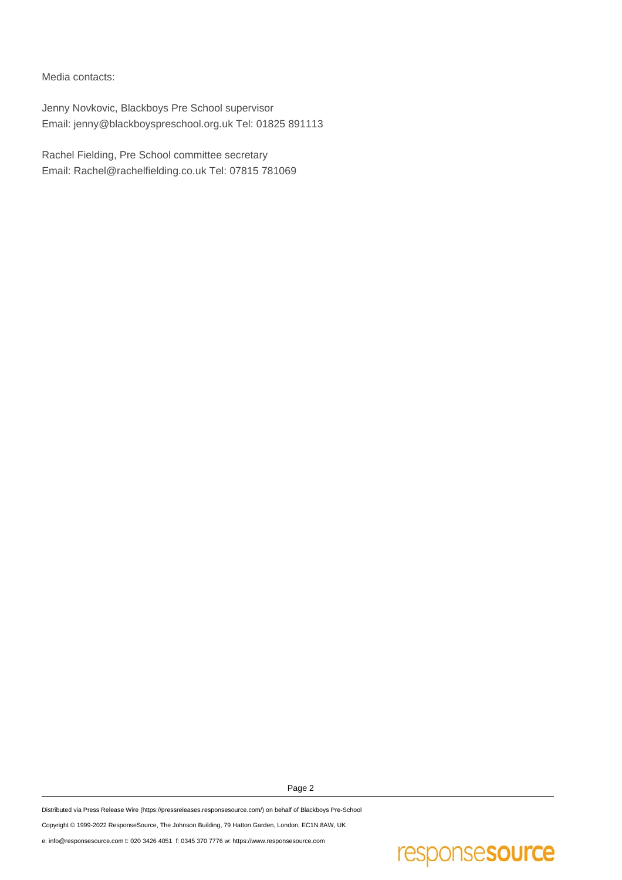Media contacts:

Jenny Novkovic, Blackboys Pre School supervisor
Email: jenny@blackboyspreschool.org.uk Tel: 01825 891113

Rachel Fielding, Pre School committee secretary
Email: Rachel@rachelfielding.co.uk Tel: 07815 781069